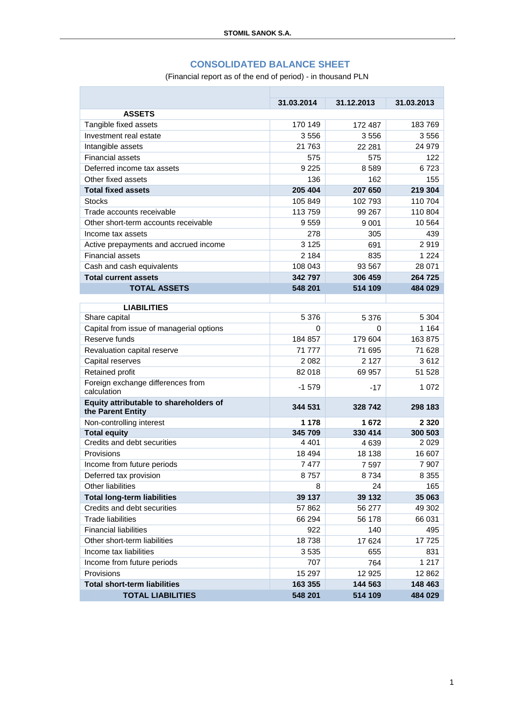# CONSOLIDATED BALANCE SHEET

(Financial report as of the end of period) - in thousand PLN

| | 31.03.2014 | 31.12.2013 | 31.03.2013 |
|---|---|---|---|
| **ASSETS** | | | |
| Tangible fixed assets | 170 149 | 172 487 | 183 769 |
| Investment real estate | 3 556 | 3 556 | 3 556 |
| Intangible assets | 21 763 | 22 281 | 24 979 |
| Financial assets | 575 | 575 | 122 |
| Deferred income tax assets | 9 225 | 8 589 | 6 723 |
| Other fixed assets | 136 | 162 | 155 |
| **Total fixed assets** | **205 404** | **207 650** | **219 304** |
| Stocks | 105 849 | 102 793 | 110 704 |
| Trade accounts receivable | 113 759 | 99 267 | 110 804 |
| Other short-term accounts receivable | 9 559 | 9 001 | 10 564 |
| Income tax assets | 278 | 305 | 439 |
| Active prepayments and accrued income | 3 125 | 691 | 2 919 |
| Financial assets | 2 184 | 835 | 1 224 |
| Cash and cash equivalents | 108 043 | 93 567 | 28 071 |
| **Total current assets** | **342 797** | **306 459** | **264 725** |
| **TOTAL ASSETS** | **548 201** | **514 109** | **484 029** |
| | | | |
| **LIABILITIES** | | | |
| Share capital | 5 376 | 5 376 | 5 304 |
| Capital from issue of managerial options | 0 | 0 | 1 164 |
| Reserve funds | 184 857 | 179 604 | 163 875 |
| Revaluation capital reserve | 71 777 | 71 695 | 71 628 |
| Capital reserves | 2 082 | 2 127 | 3 612 |
| Retained profit | 82 018 | 69 957 | 51 528 |
| Foreign exchange differences from calculation | -1 579 | -17 | 1 072 |
| **Equity attributable to shareholders of the Parent Entity** | **344 531** | **328 742** | **298 183** |
| Non-controlling interest | **1 178** | **1 672** | **2 320** |
| **Total equity** | **345 709** | **330 414** | **300 503** |
| Credits and debt securities | 4 401 | 4 639 | 2 029 |
| Provisions | 18 494 | 18 138 | 16 607 |
| Income from future periods | 7 477 | 7 597 | 7 907 |
| Deferred tax provision | 8 757 | 8 734 | 8 355 |
| Other liabilities | 8 | 24 | 165 |
| **Total long-term liabilities** | **39 137** | **39 132** | **35 063** |
| Credits and debt securities | 57 862 | 56 277 | 49 302 |
| Trade liabilities | 66 294 | 56 178 | 66 031 |
| Financial liabilities | 922 | 140 | 495 |
| Other short-term liabilities | 18 738 | 17 624 | 17 725 |
| Income tax liabilities | 3 535 | 655 | 831 |
| Income from future periods | 707 | 764 | 1 217 |
| Provisions | 15 297 | 12 925 | 12 862 |
| **Total short-term liabilities** | **163 355** | **144 563** | **148 463** |
| **TOTAL LIABILITIES** | **548 201** | **514 109** | **484 029** |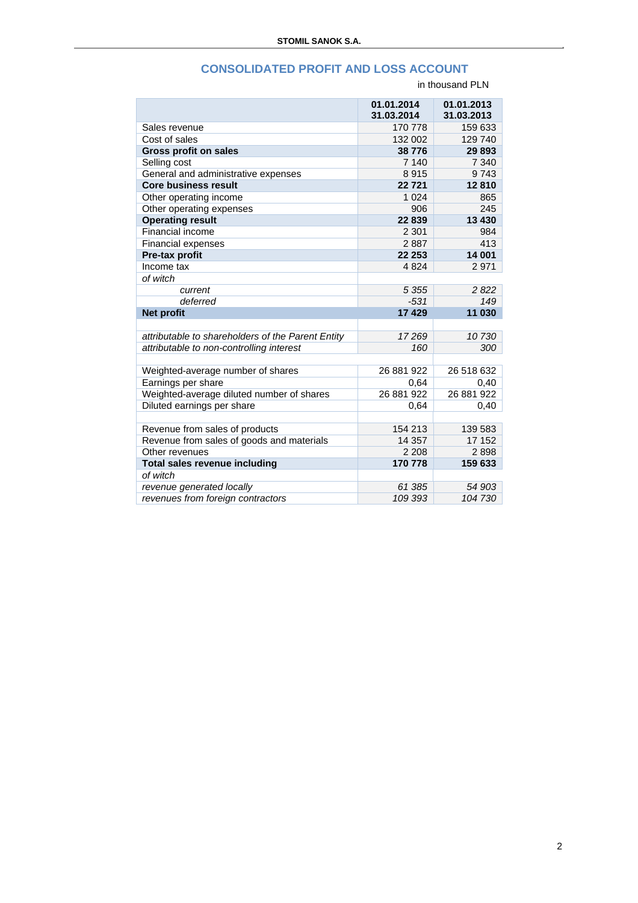## CONSOLIDATED PROFIT AND LOSS ACCOUNT

in thousand PLN

| | 01.01.2014 31.03.2014 | 01.01.2013 31.03.2013 |
|---|---|---|
| Sales revenue | 170 778 | 159 633 |
| Cost of sales | 132 002 | 129 740 |
| **Gross profit on sales** | **38 776** | **29 893** |
| Selling cost | 7 140 | 7 340 |
| General and administrative expenses | 8 915 | 9 743 |
| **Core business result** | **22 721** | **12 810** |
| Other operating income | 1 024 | 865 |
| Other operating expenses | 906 | 245 |
| **Operating result** | **22 839** | **13 430** |
| Financial income | 2 301 | 984 |
| Financial expenses | 2 887 | 413 |
| **Pre-tax profit** | **22 253** | **14 001** |
| Income tax | 4 824 | 2 971 |
| *of witch* | | |
| *current* | *5 355* | *2 822* |
| *deferred* | *-531* | *149* |
| **Net profit** | **17 429** | **11 030** |
| | | |
| *attributable to shareholders of the Parent Entity* | *17 269* | *10 730* |
| *attributable to non-controlling interest* | *160* | *300* |
| | | |
| Weighted-average number of shares | 26 881 922 | 26 518 632 |
| Earnings per share | 0,64 | 0,40 |
| Weighted-average diluted number of shares | 26 881 922 | 26 881 922 |
| Diluted earnings per share | 0,64 | 0,40 |
| | | |
| Revenue from sales of products | 154 213 | 139 583 |
| Revenue from sales of goods and materials | 14 357 | 17 152 |
| Other revenues | 2 208 | 2 898 |
| **Total sales revenue including** | **170 778** | **159 633** |
| *of witch* | | |
| *revenue generated locally* | *61 385* | *54 903* |
| *revenues from foreign contractors* | *109 393* | *104 730* |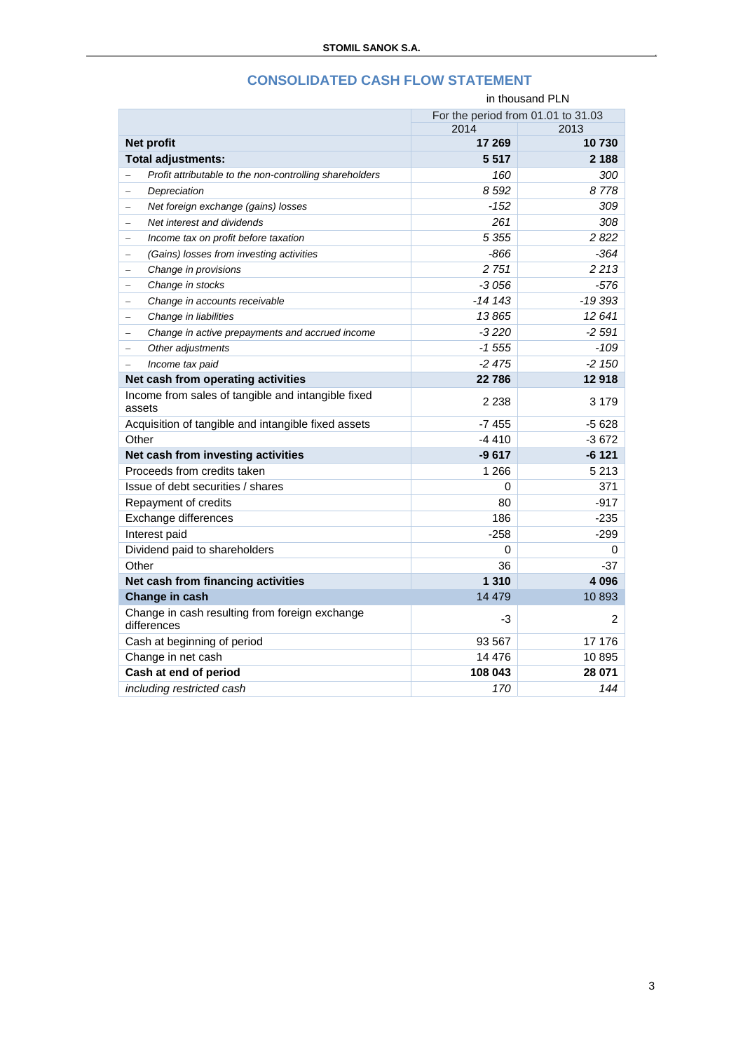## CONSOLIDATED CASH FLOW STATEMENT

in thousand PLN

| | For the period from 01.01 to 31.03 | |
|---|---|---|
| | 2014 | 2013 |
| **Net profit** | **17 269** | **10 730** |
| **Total adjustments:** | **5 517** | **2 188** |
| – *Profit attributable to the non-controlling shareholders* | *160* | *300* |
| – *Depreciation* | *8 592* | *8 778* |
| – *Net foreign exchange (gains) losses* | *-152* | *309* |
| – *Net interest and dividends* | *261* | *308* |
| – *Income tax on profit before taxation* | *5 355* | *2 822* |
| – *(Gains) losses from investing activities* | *-866* | *-364* |
| – *Change in provisions* | *2 751* | *2 213* |
| – *Change in stocks* | *-3 056* | *-576* |
| – *Change in accounts receivable* | *-14 143* | *-19 393* |
| – *Change in liabilities* | *13 865* | *12 641* |
| – *Change in active prepayments and accrued income* | *-3 220* | *-2 591* |
| – *Other adjustments* | *-1 555* | *-109* |
| – *Income tax paid* | *-2 475* | *-2 150* |
| **Net cash from operating activities** | **22 786** | **12 918** |
| Income from sales of tangible and intangible fixed assets | 2 238 | 3 179 |
| Acquisition of tangible and intangible fixed assets | -7 455 | -5 628 |
| Other | -4 410 | -3 672 |
| **Net cash from investing activities** | **-9 617** | **-6 121** |
| Proceeds from credits taken | 1 266 | 5 213 |
| Issue of debt securities / shares | 0 | 371 |
| Repayment of credits | 80 | -917 |
| Exchange differences | 186 | -235 |
| Interest paid | -258 | -299 |
| Dividend paid to shareholders | 0 | 0 |
| Other | 36 | -37 |
| **Net cash from financing activities** | **1 310** | **4 096** |
| **Change in cash** | 14 479 | 10 893 |
| Change in cash resulting from foreign exchange differences | -3 | 2 |
| Cash at beginning of period | 93 567 | 17 176 |
| Change in net cash | 14 476 | 10 895 |
| **Cash at end of period** | **108 043** | **28 071** |
| *including restricted cash* | *170* | *144* |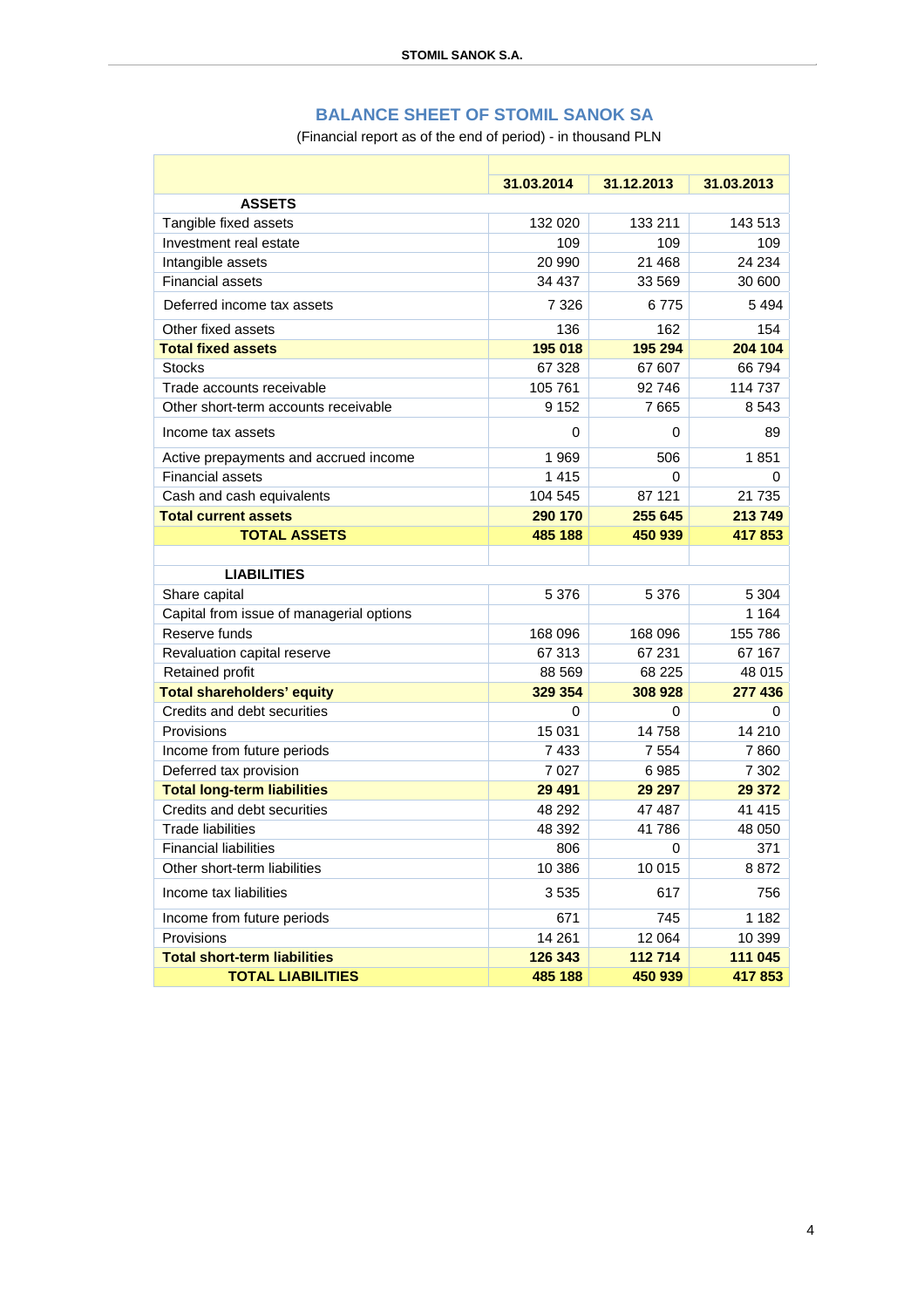## BALANCE SHEET OF STOMIL SANOK SA

(Financial report as of the end of period) - in thousand PLN

| | 31.03.2014 | 31.12.2013 | 31.03.2013 |
|---|---|---|---|
| **ASSETS** | | | |
| Tangible fixed assets | 132 020 | 133 211 | 143 513 |
| Investment real estate | 109 | 109 | 109 |
| Intangible assets | 20 990 | 21 468 | 24 234 |
| Financial assets | 34 437 | 33 569 | 30 600 |
| Deferred income tax assets | 7 326 | 6 775 | 5 494 |
| Other fixed assets | 136 | 162 | 154 |
| **Total fixed assets** | **195 018** | **195 294** | **204 104** |
| Stocks | 67 328 | 67 607 | 66 794 |
| Trade accounts receivable | 105 761 | 92 746 | 114 737 |
| Other short-term accounts receivable | 9 152 | 7 665 | 8 543 |
| Income tax assets | 0 | 0 | 89 |
| Active prepayments and accrued income | 1 969 | 506 | 1 851 |
| Financial assets | 1 415 | 0 | 0 |
| Cash and cash equivalents | 104 545 | 87 121 | 21 735 |
| **Total current assets** | **290 170** | **255 645** | **213 749** |
| **TOTAL ASSETS** | **485 188** | **450 939** | **417 853** |
| | | | |
| **LIABILITIES** | | | |
| Share capital | 5 376 | 5 376 | 5 304 |
| Capital from issue of managerial options | | | 1 164 |
| Reserve funds | 168 096 | 168 096 | 155 786 |
| Revaluation capital reserve | 67 313 | 67 231 | 67 167 |
| Retained profit | 88 569 | 68 225 | 48 015 |
| **Total shareholders' equity** | **329 354** | **308 928** | **277 436** |
| Credits and debt securities | 0 | 0 | 0 |
| Provisions | 15 031 | 14 758 | 14 210 |
| Income from future periods | 7 433 | 7 554 | 7 860 |
| Deferred tax provision | 7 027 | 6 985 | 7 302 |
| **Total long-term liabilities** | **29 491** | **29 297** | **29 372** |
| Credits and debt securities | 48 292 | 47 487 | 41 415 |
| Trade liabilities | 48 392 | 41 786 | 48 050 |
| Financial liabilities | 806 | 0 | 371 |
| Other short-term liabilities | 10 386 | 10 015 | 8 872 |
| Income tax liabilities | 3 535 | 617 | 756 |
| Income from future periods | 671 | 745 | 1 182 |
| Provisions | 14 261 | 12 064 | 10 399 |
| **Total short-term liabilities** | **126 343** | **112 714** | **111 045** |
| **TOTAL LIABILITIES** | **485 188** | **450 939** | **417 853** |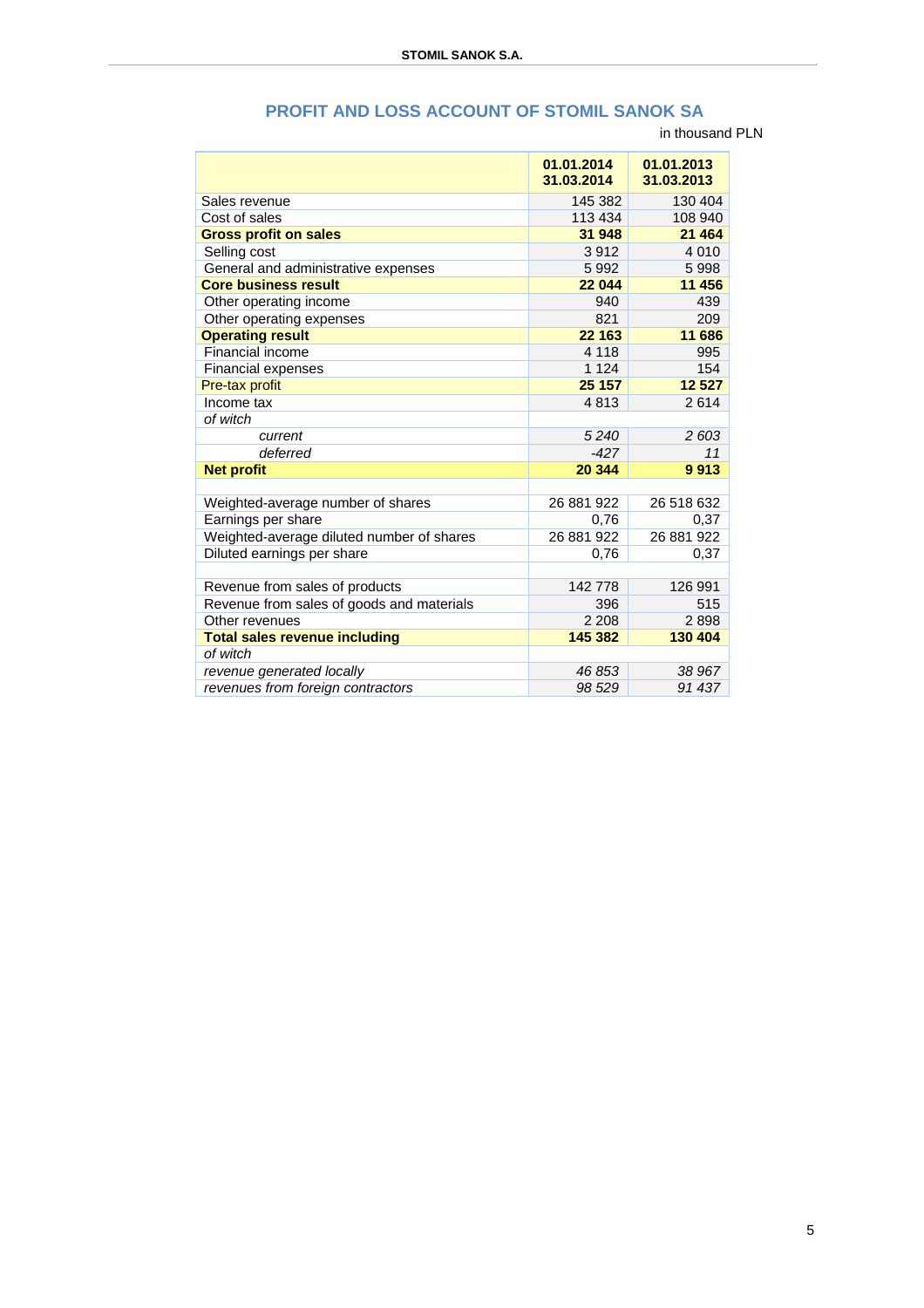## PROFIT AND LOSS ACCOUNT OF STOMIL SANOK SA

in thousand PLN

| | 01.01.2014 31.03.2014 | 01.01.2013 31.03.2013 |
|---|---|---|
| Sales revenue | 145 382 | 130 404 |
| Cost of sales | 113 434 | 108 940 |
| **Gross profit on sales** | **31 948** | **21 464** |
| Selling cost | 3 912 | 4 010 |
| General and administrative expenses | 5 992 | 5 998 |
| **Core business result** | **22 044** | **11 456** |
| Other operating income | 940 | 439 |
| Other operating expenses | 821 | 209 |
| **Operating result** | **22 163** | **11 686** |
| Financial income | 4 118 | 995 |
| Financial expenses | 1 124 | 154 |
| Pre-tax profit | **25 157** | **12 527** |
| Income tax | 4 813 | 2 614 |
| *of witch* | | |
| *current* | *5 240* | *2 603* |
| *deferred* | *-427* | *11* |
| **Net profit** | **20 344** | **9 913** |
| | | |
| Weighted-average number of shares | 26 881 922 | 26 518 632 |
| Earnings per share | 0,76 | 0,37 |
| Weighted-average diluted number of shares | 26 881 922 | 26 881 922 |
| Diluted earnings per share | 0,76 | 0,37 |
| | | |
| Revenue from sales of products | 142 778 | 126 991 |
| Revenue from sales of goods and materials | 396 | 515 |
| Other revenues | 2 208 | 2 898 |
| **Total sales revenue including** | **145 382** | **130 404** |
| *of witch* | | |
| *revenue generated locally* | *46 853* | *38 967* |
| *revenues from foreign contractors* | *98 529* | *91 437* |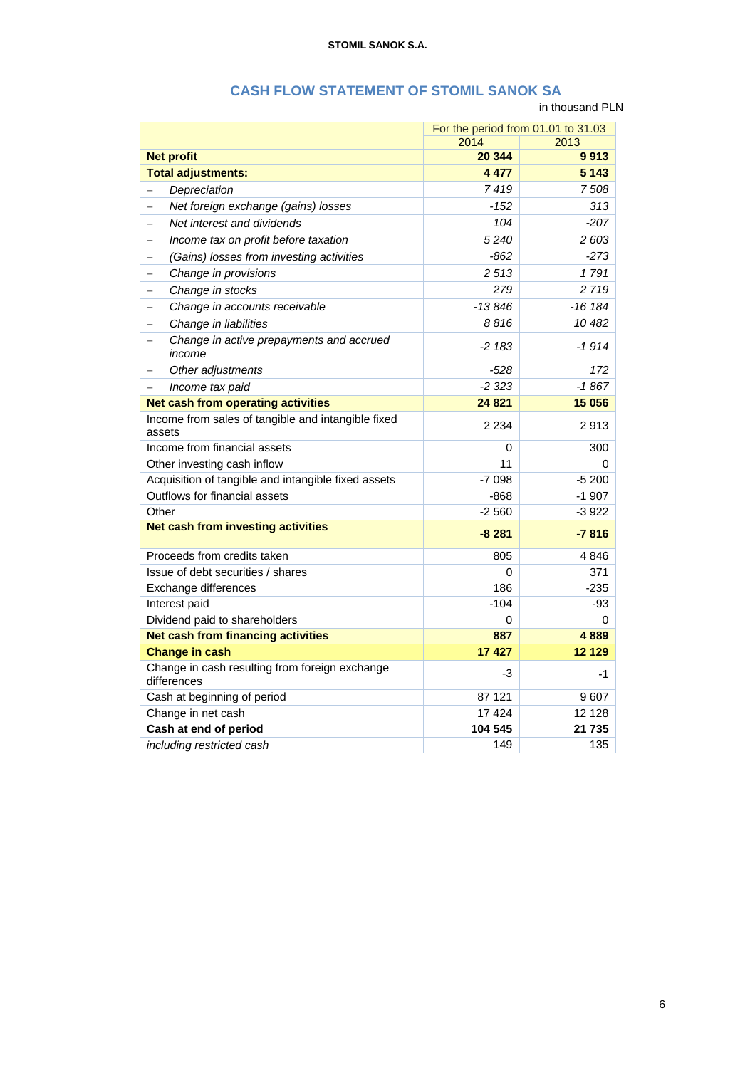## CASH FLOW STATEMENT OF STOMIL SANOK SA

in thousand PLN

| | For the period from 01.01 to 31.03 | |
|---|---|---|
| | 2014 | 2013 |
| **Net profit** | **20 344** | **9 913** |
| **Total adjustments:** | **4 477** | **5 143** |
| – *Depreciation* | *7 419* | *7 508* |
| – *Net foreign exchange (gains) losses* | *-152* | *313* |
| – *Net interest and dividends* | *104* | *-207* |
| – *Income tax on profit before taxation* | *5 240* | *2 603* |
| – *(Gains) losses from investing activities* | *-862* | *-273* |
| – *Change in provisions* | *2 513* | *1 791* |
| – *Change in stocks* | *279* | *2 719* |
| – *Change in accounts receivable* | *-13 846* | *-16 184* |
| – *Change in liabilities* | *8 816* | *10 482* |
| – *Change in active prepayments and accrued income* | *-2 183* | *-1 914* |
| – *Other adjustments* | *-528* | *172* |
| – *Income tax paid* | *-2 323* | *-1 867* |
| **Net cash from operating activities** | **24 821** | **15 056** |
| Income from sales of tangible and intangible fixed assets | 2 234 | 2 913 |
| Income from financial assets | 0 | 300 |
| Other investing cash inflow | 11 | 0 |
| Acquisition of tangible and intangible fixed assets | -7 098 | -5 200 |
| Outflows for financial assets | -868 | -1 907 |
| Other | -2 560 | -3 922 |
| **Net cash from investing activities** | **-8 281** | **-7 816** |
| Proceeds from credits taken | 805 | 4 846 |
| Issue of debt securities / shares | 0 | 371 |
| Exchange differences | 186 | -235 |
| Interest paid | -104 | -93 |
| Dividend paid to shareholders | 0 | 0 |
| **Net cash from financing activities** | **887** | **4 889** |
| **Change in cash** | **17 427** | **12 129** |
| Change in cash resulting from foreign exchange differences | -3 | -1 |
| Cash at beginning of period | 87 121 | 9 607 |
| Change in net cash | 17 424 | 12 128 |
| **Cash at end of period** | **104 545** | **21 735** |
| *including restricted cash* | 149 | 135 |